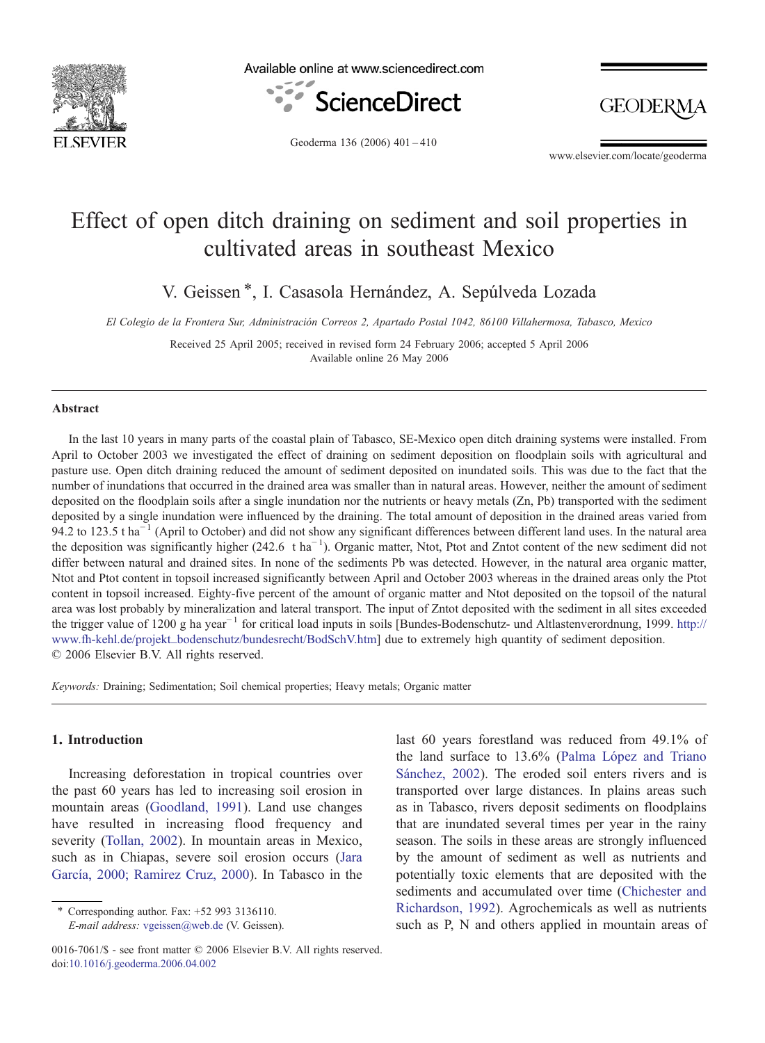# Effect of open ditch draining on sediment and soil properties in cultivated areas in southeast Mexico

V. Geissen *, I. Casasola Hernández, A. Sepúlveda Lozada

*El Colegio de la Frontera Sur, Administración Correos 2, Apartado Postal 1042, 86100 Villahermosa, Tabasco, Mexico*

Received 25 April 2005; received in revised form 24 February 2006; accepted 5 April 2006
Available online 26 May 2006

## Abstract

In the last 10 years in many parts of the coastal plain of Tabasco, SE-Mexico open ditch draining systems were installed. From April to October 2003 we investigated the effect of draining on sediment deposition on floodplain soils with agricultural and pasture use. Open ditch draining reduced the amount of sediment deposited on inundated soils. This was due to the fact that the number of inundations that occurred in the drained area was smaller than in natural areas. However, neither the amount of sediment deposited on the floodplain soils after a single inundation nor the nutrients or heavy metals (Zn, Pb) transported with the sediment deposited by a single inundation were influenced by the draining. The total amount of deposition in the drained areas varied from 94.2 to 123.5 t ha$^{-1}$ (April to October) and did not show any significant differences between different land uses. In the natural area the deposition was significantly higher (242.6 t ha$^{-1}$). Organic matter, Ntot, Ptot and Zntot content of the new sediment did not differ between natural and drained sites. In none of the sediments Pb was detected. However, in the natural area organic matter, Ntot and Ptot content in topsoil increased significantly between April and October 2003 whereas in the drained areas only the Ptot content in topsoil increased. Eighty-five percent of the amount of organic matter and Ntot deposited on the topsoil of the natural area was lost probably by mineralization and lateral transport. The input of Zntot deposited with the sediment in all sites exceeded the trigger value of 1200 g ha year$^{-1}$ for critical load inputs in soils [Bundes-Bodenschutz- und Altlastenverordnung, 1999. http://www.fh-kehl.de/projekt_bodenschutz/bundesrecht/BodSchV.htm] due to extremely high quantity of sediment deposition.
© 2006 Elsevier B.V. All rights reserved.

*Keywords:* Draining; Sedimentation; Soil chemical properties; Heavy metals; Organic matter

## 1. Introduction

Increasing deforestation in tropical countries over the past 60 years has led to increasing soil erosion in mountain areas (Goodland, 1991). Land use changes have resulted in increasing flood frequency and severity (Tollan, 2002). In mountain areas in Mexico, such as in Chiapas, severe soil erosion occurs (Jara García, 2000; Ramirez Cruz, 2000). In Tabasco in the last 60 years forestland was reduced from 49.1% of the land surface to 13.6% (Palma López and Triano Sánchez, 2002). The eroded soil enters rivers and is transported over large distances. In plains areas such as in Tabasco, rivers deposit sediments on floodplains that are inundated several times per year in the rainy season. The soils in these areas are strongly influenced by the amount of sediment as well as nutrients and potentially toxic elements that are deposited with the sediments and accumulated over time (Chichester and Richardson, 1992). Agrochemicals as well as nutrients such as P, N and others applied in mountain areas of

\* Corresponding author. Fax: +52 993 3136110.
*E-mail address:* vgeissen@web.de (V. Geissen).

0016-7061/$ - see front matter © 2006 Elsevier B.V. All rights reserved.
doi:10.1016/j.geoderma.2006.04.002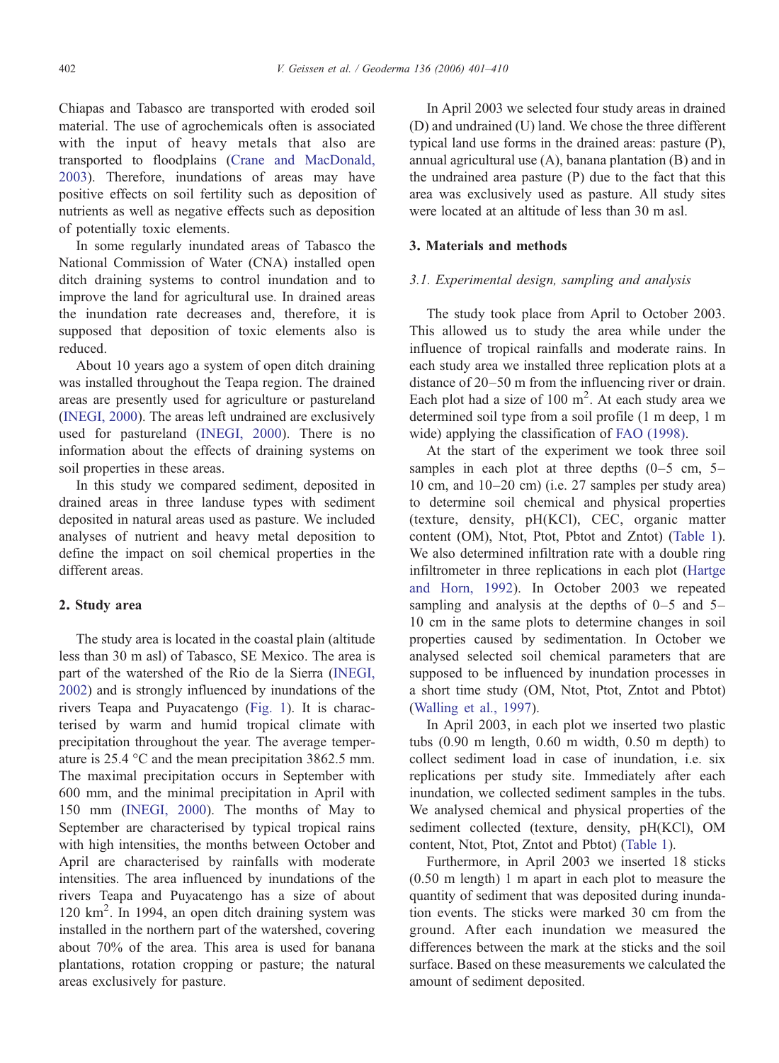Chiapas and Tabasco are transported with eroded soil material. The use of agrochemicals often is associated with the input of heavy metals that also are transported to floodplains (Crane and MacDonald, 2003). Therefore, inundations of areas may have positive effects on soil fertility such as deposition of nutrients as well as negative effects such as deposition of potentially toxic elements.

In some regularly inundated areas of Tabasco the National Commission of Water (CNA) installed open ditch draining systems to control inundation and to improve the land for agricultural use. In drained areas the inundation rate decreases and, therefore, it is supposed that deposition of toxic elements also is reduced.

About 10 years ago a system of open ditch draining was installed throughout the Teapa region. The drained areas are presently used for agriculture or pastureland (INEGI, 2000). The areas left undrained are exclusively used for pastureland (INEGI, 2000). There is no information about the effects of draining systems on soil properties in these areas.

In this study we compared sediment, deposited in drained areas in three landuse types with sediment deposited in natural areas used as pasture. We included analyses of nutrient and heavy metal deposition to define the impact on soil chemical properties in the different areas.

## 2. Study area

The study area is located in the coastal plain (altitude less than 30 m asl) of Tabasco, SE Mexico. The area is part of the watershed of the Rio de la Sierra (INEGI, 2002) and is strongly influenced by inundations of the rivers Teapa and Puyacatengo (Fig. 1). It is characterised by warm and humid tropical climate with precipitation throughout the year. The average temperature is 25.4 °C and the mean precipitation 3862.5 mm. The maximal precipitation occurs in September with 600 mm, and the minimal precipitation in April with 150 mm (INEGI, 2000). The months of May to September are characterised by typical tropical rains with high intensities, the months between October and April are characterised by rainfalls with moderate intensities. The area influenced by inundations of the rivers Teapa and Puyacatengo has a size of about 120 km$^2$. In 1994, an open ditch draining system was installed in the northern part of the watershed, covering about 70% of the area. This area is used for banana plantations, rotation cropping or pasture; the natural areas exclusively for pasture.

In April 2003 we selected four study areas in drained (D) and undrained (U) land. We chose the three different typical land use forms in the drained areas: pasture (P), annual agricultural use (A), banana plantation (B) and in the undrained area pasture (P) due to the fact that this area was exclusively used as pasture. All study sites were located at an altitude of less than 30 m asl.

## 3. Materials and methods

### *3.1. Experimental design, sampling and analysis*

The study took place from April to October 2003. This allowed us to study the area while under the influence of tropical rainfalls and moderate rains. In each study area we installed three replication plots at a distance of 20–50 m from the influencing river or drain. Each plot had a size of 100 m$^2$. At each study area we determined soil type from a soil profile (1 m deep, 1 m wide) applying the classification of FAO (1998).

At the start of the experiment we took three soil samples in each plot at three depths (0–5 cm, 5–10 cm, and 10–20 cm) (i.e. 27 samples per study area) to determine soil chemical and physical properties (texture, density, pH(KCl), CEC, organic matter content (OM), Ntot, Ptot, Pbtot and Zntot) (Table 1). We also determined infiltration rate with a double ring infiltrometer in three replications in each plot (Hartge and Horn, 1992). In October 2003 we repeated sampling and analysis at the depths of 0–5 and 5–10 cm in the same plots to determine changes in soil properties caused by sedimentation. In October we analysed selected soil chemical parameters that are supposed to be influenced by inundation processes in a short time study (OM, Ntot, Ptot, Zntot and Pbtot) (Walling et al., 1997).

In April 2003, in each plot we inserted two plastic tubs (0.90 m length, 0.60 m width, 0.50 m depth) to collect sediment load in case of inundation, i.e. six replications per study site. Immediately after each inundation, we collected sediment samples in the tubs. We analysed chemical and physical properties of the sediment collected (texture, density, pH(KCl), OM content, Ntot, Ptot, Zntot and Pbtot) (Table 1).

Furthermore, in April 2003 we inserted 18 sticks (0.50 m length) 1 m apart in each plot to measure the quantity of sediment that was deposited during inundation events. The sticks were marked 30 cm from the ground. After each inundation we measured the differences between the mark at the sticks and the soil surface. Based on these measurements we calculated the amount of sediment deposited.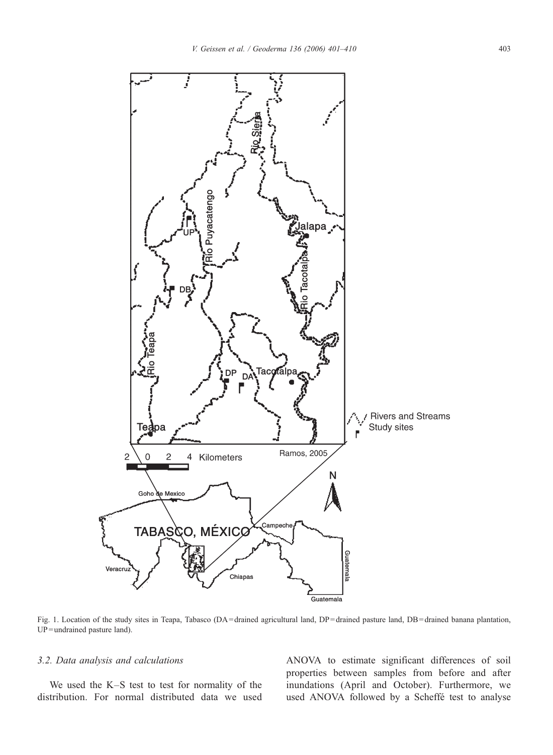Fig. 1. Location of the study sites in Teapa, Tabasco (DA = drained agricultural land, DP = drained pasture land, DB = drained banana plantation, UP = undrained pasture land).

### 3.2. Data analysis and calculations

We used the K–S test to test for normality of the distribution. For normal distributed data we used ANOVA to estimate significant differences of soil properties between samples from before and after inundations (April and October). Furthermore, we used ANOVA followed by a Scheffé test to analyse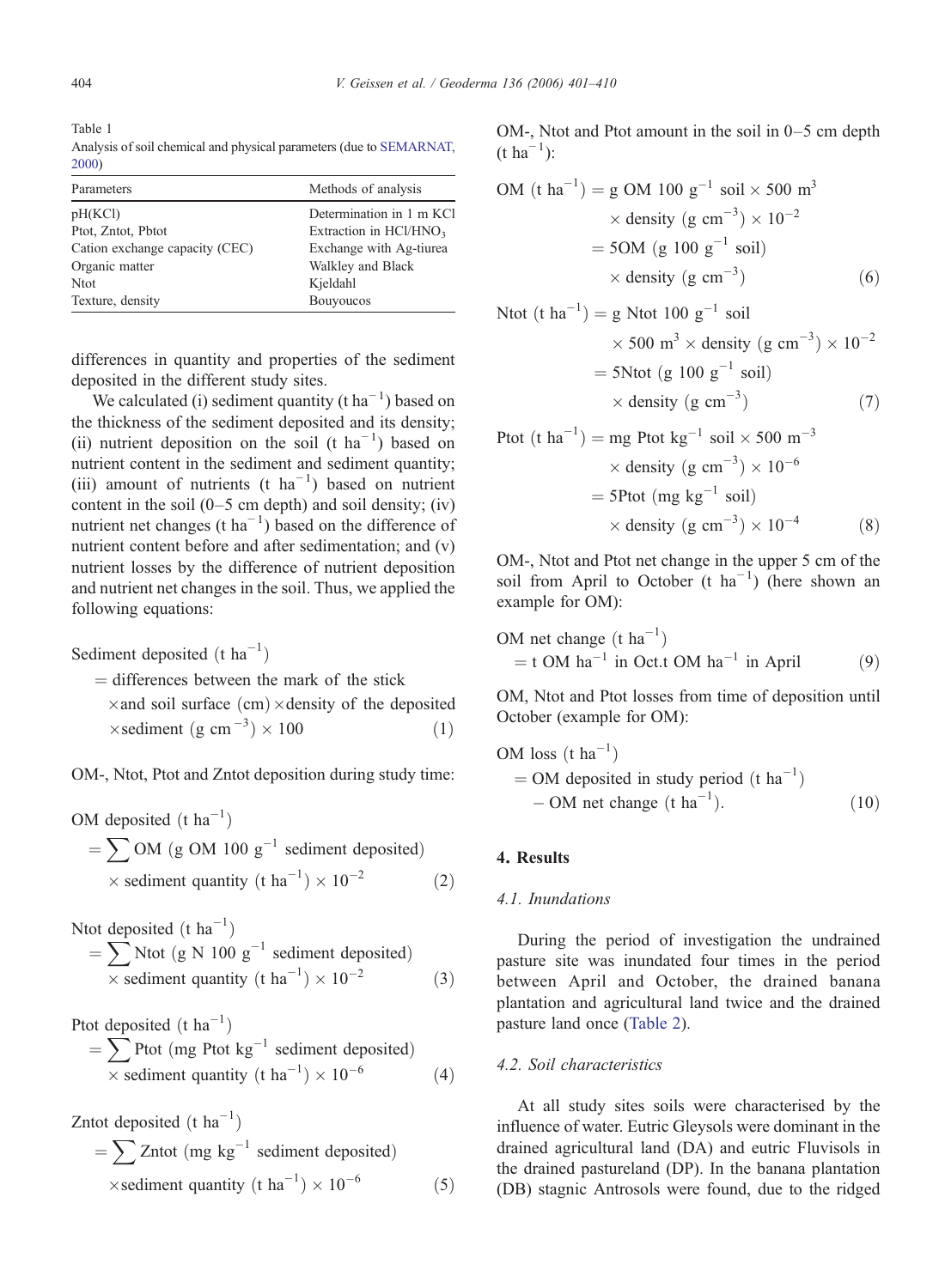Table 1
Analysis of soil chemical and physical parameters (due to SEMARNAT, 2000)

| Parameters | Methods of analysis |
|---|---|
| pH(KCl) | Determination in 1 m KCl |
| Ptot, Zntot, Pbtot | Extraction in $HCl/HNO_3$ |
| Cation exchange capacity (CEC) | Exchange with Ag-tiurea |
| Organic matter | Walkley and Black |
| Ntot | Kjeldahl |
| Texture, density | Bouyoucos |

differences in quantity and properties of the sediment deposited in the different study sites.

We calculated (i) sediment quantity (t $ha^{-1}$) based on the thickness of the sediment deposited and its density; (ii) nutrient deposition on the soil (t $ha^{-1}$) based on nutrient content in the sediment and sediment quantity; (iii) amount of nutrients (t $ha^{-1}$) based on nutrient content in the soil (0–5 cm depth) and soil density; (iv) nutrient net changes (t $ha^{-1}$) based on the difference of nutrient content before and after sedimentation; and (v) nutrient losses by the difference of nutrient deposition and nutrient net changes in the soil. Thus, we applied the following equations:

$$\text{Sediment deposited (t ha}^{-1}\text{)} = \text{differences between the mark of the stick} \times \text{and soil surface (cm)} \times \text{density of the deposited} \times \text{sediment (g cm}^{-3}\text{)} \times 100 \quad (1)$$

OM-, Ntot, Ptot and Zntot deposition during study time:

$$\text{OM deposited (t ha}^{-1}\text{)} = \sum \text{OM (g OM 100 g}^{-1}\text{ sediment deposited)} \times \text{sediment quantity (t ha}^{-1}\text{)} \times 10^{-2} \quad (2)$$

$$\text{Ntot deposited (t ha}^{-1}\text{)} = \sum \text{Ntot (g N 100 g}^{-1}\text{ sediment deposited)} \times \text{sediment quantity (t ha}^{-1}\text{)} \times 10^{-2} \quad (3)$$

$$\text{Ptot deposited (t ha}^{-1}\text{)} = \sum \text{Ptot (mg Ptot kg}^{-1}\text{ sediment deposited)} \times \text{sediment quantity (t ha}^{-1}\text{)} \times 10^{-6} \quad (4)$$

$$\text{Zntot deposited (t ha}^{-1}\text{)} = \sum \text{Zntot (mg kg}^{-1}\text{ sediment deposited)} \times \text{sediment quantity (t ha}^{-1}\text{)} \times 10^{-6} \quad (5)$$

OM-, Ntot and Ptot amount in the soil in 0–5 cm depth (t $ha^{-1}$):

$$\text{OM (t ha}^{-1}\text{)} = \text{g OM 100 g}^{-1}\text{ soil} \times 500\text{ m}^3 \times \text{density (g cm}^{-3}\text{)} \times 10^{-2} = 5\text{OM (g 100 g}^{-1}\text{ soil)} \times \text{density (g cm}^{-3}\text{)} \quad (6)$$

$$\text{Ntot (t ha}^{-1}\text{)} = \text{g Ntot 100 g}^{-1}\text{ soil} \times 500\text{ m}^3 \times \text{density (g cm}^{-3}\text{)} \times 10^{-2} = 5\text{Ntot (g 100 g}^{-1}\text{ soil)} \times \text{density (g cm}^{-3}\text{)} \quad (7)$$

$$\text{Ptot (t ha}^{-1}\text{)} = \text{mg Ptot kg}^{-1}\text{ soil} \times 500\text{ m}^{-3} \times \text{density (g cm}^{-3}\text{)} \times 10^{-6} = 5\text{Ptot (mg kg}^{-1}\text{ soil)} \times \text{density (g cm}^{-3}\text{)} \times 10^{-4} \quad (8)$$

OM-, Ntot and Ptot net change in the upper 5 cm of the soil from April to October (t $ha^{-1}$) (here shown an example for OM):

$$\text{OM net change (t ha}^{-1}\text{)} = \text{t OM ha}^{-1}\text{ in Oct.t OM ha}^{-1}\text{ in April} \quad (9)$$

OM, Ntot and Ptot losses from time of deposition until October (example for OM):

$$\text{OM loss (t ha}^{-1}\text{)} = \text{OM deposited in study period (t ha}^{-1}\text{)} - \text{OM net change (t ha}^{-1}\text{)}. \quad (10)$$

## 4. Results

### 4.1. Inundations

During the period of investigation the undrained pasture site was inundated four times in the period between April and October, the drained banana plantation and agricultural land twice and the drained pasture land once (Table 2).

### 4.2. Soil characteristics

At all study sites soils were characterised by the influence of water. Eutric Gleysols were dominant in the drained agricultural land (DA) and eutric Fluvisols in the drained pastureland (DP). In the banana plantation (DB) stagnic Antrosols were found, due to the ridged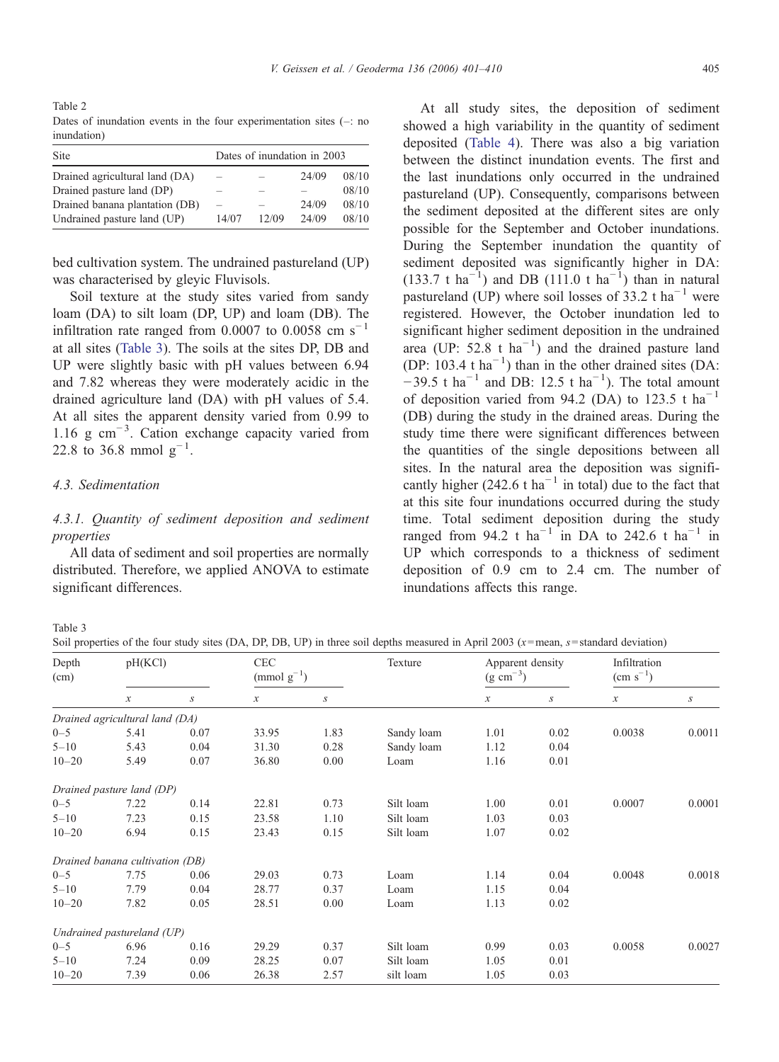Table 2
Dates of inundation events in the four experimentation sites (–: no inundation)

| Site | Dates of inundation in 2003 | | | |
|---|---|---|---|---|
| Drained agricultural land (DA) | – | – | 24/09 | 08/10 |
| Drained pasture land (DP) | – | – | – | 08/10 |
| Drained banana plantation (DB) | – | – | 24/09 | 08/10 |
| Undrained pasture land (UP) | 14/07 | 12/09 | 24/09 | 08/10 |

bed cultivation system. The undrained pastureland (UP) was characterised by gleyic Fluvisols.

Soil texture at the study sites varied from sandy loam (DA) to silt loam (DP, UP) and loam (DB). The infiltration rate ranged from 0.0007 to 0.0058 cm $s^{-1}$ at all sites (Table 3). The soils at the sites DP, DB and UP were slightly basic with pH values between 6.94 and 7.82 whereas they were moderately acidic in the drained agriculture land (DA) with pH values of 5.4. At all sites the apparent density varied from 0.99 to 1.16 g $cm^{-3}$. Cation exchange capacity varied from 22.8 to 36.8 mmol $g^{-1}$.

### 4.3. Sedimentation

#### 4.3.1. Quantity of sediment deposition and sediment properties

All data of sediment and soil properties are normally distributed. Therefore, we applied ANOVA to estimate significant differences.

At all study sites, the deposition of sediment showed a high variability in the quantity of sediment deposited (Table 4). There was also a big variation between the distinct inundation events. The first and the last inundations only occurred in the undrained pastureland (UP). Consequently, comparisons between the sediment deposited at the different sites are only possible for the September and October inundations. During the September inundation the quantity of sediment deposited was significantly higher in DA: (133.7 t $ha^{-1}$) and DB (111.0 t $ha^{-1}$) than in natural pastureland (UP) where soil losses of 33.2 t $ha^{-1}$ were registered. However, the October inundation led to significant higher sediment deposition in the undrained area (UP: 52.8 t $ha^{-1}$) and the drained pasture land (DP: 103.4 t $ha^{-1}$) than in the other drained sites (DA: −39.5 t $ha^{-1}$ and DB: 12.5 t $ha^{-1}$). The total amount of deposition varied from 94.2 (DA) to 123.5 t $ha^{-1}$ (DB) during the study in the drained areas. During the study time there were significant differences between the quantities of the single depositions between all sites. In the natural area the deposition was significantly higher (242.6 t $ha^{-1}$ in total) due to the fact that at this site four inundations occurred during the study time. Total sediment deposition during the study ranged from 94.2 t $ha^{-1}$ in DA to 242.6 t $ha^{-1}$ in UP which corresponds to a thickness of sediment deposition of 0.9 cm to 2.4 cm. The number of inundations affects this range.

Table 3
Soil properties of the four study sites (DA, DP, DB, UP) in three soil depths measured in April 2003 ($x$ = mean, $s$ = standard deviation)

| Depth (cm) | pH(KCl) | | CEC (mmol $g^{-1}$) | | Texture | Apparent density (g $cm^{-3}$) | | Infiltration (cm $s^{-1}$) | |
|---|---|---|---|---|---|---|---|---|---|
| | $x$ | $s$ | $x$ | $s$ | | $x$ | $s$ | $x$ | $s$ |
| *Drained agricultural land (DA)* | | | | | | | | | |
| 0–5 | 5.41 | 0.07 | 33.95 | 1.83 | Sandy loam | 1.01 | 0.02 | 0.0038 | 0.0011 |
| 5–10 | 5.43 | 0.04 | 31.30 | 0.28 | Sandy loam | 1.12 | 0.04 | | |
| 10–20 | 5.49 | 0.07 | 36.80 | 0.00 | Loam | 1.16 | 0.01 | | |
| *Drained pasture land (DP)* | | | | | | | | | |
| 0–5 | 7.22 | 0.14 | 22.81 | 0.73 | Silt loam | 1.00 | 0.01 | 0.0007 | 0.0001 |
| 5–10 | 7.23 | 0.15 | 23.58 | 1.10 | Silt loam | 1.03 | 0.03 | | |
| 10–20 | 6.94 | 0.15 | 23.43 | 0.15 | Silt loam | 1.07 | 0.02 | | |
| *Drained banana cultivation (DB)* | | | | | | | | | |
| 0–5 | 7.75 | 0.06 | 29.03 | 0.73 | Loam | 1.14 | 0.04 | 0.0048 | 0.0018 |
| 5–10 | 7.79 | 0.04 | 28.77 | 0.37 | Loam | 1.15 | 0.04 | | |
| 10–20 | 7.82 | 0.05 | 28.51 | 0.00 | Loam | 1.13 | 0.02 | | |
| *Undrained pastureland (UP)* | | | | | | | | | |
| 0–5 | 6.96 | 0.16 | 29.29 | 0.37 | Silt loam | 0.99 | 0.03 | 0.0058 | 0.0027 |
| 5–10 | 7.24 | 0.09 | 28.25 | 0.07 | Silt loam | 1.05 | 0.01 | | |
| 10–20 | 7.39 | 0.06 | 26.38 | 2.57 | silt loam | 1.05 | 0.03 | | |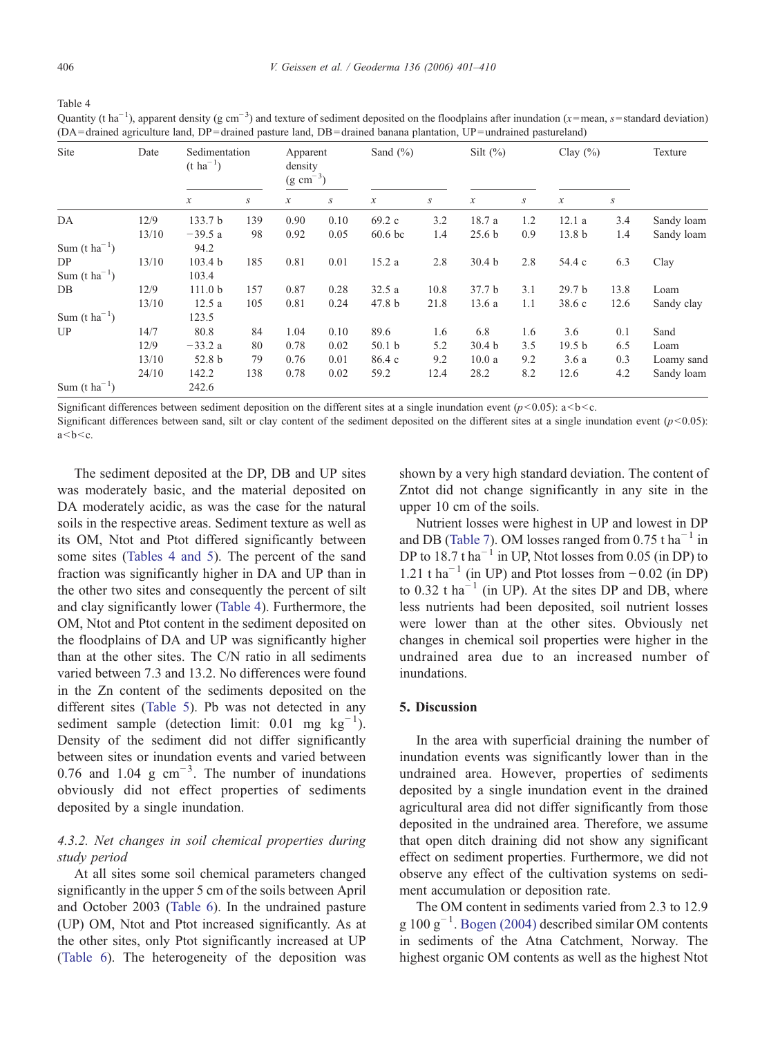Table 4

Quantity (t $ha^{-1}$), apparent density (g $cm^{-3}$) and texture of sediment deposited on the floodplains after inundation ($x$=mean, $s$=standard deviation) (DA=drained agriculture land, DP=drained pasture land, DB=drained banana plantation, UP=undrained pastureland)

| Site | Date | Sedimentation (t $ha^{-1}$) | | Apparent density (g $cm^{-3}$) | | Sand (%) | | Silt (%) | | Clay (%) | | Texture |
|---|---|---|---|---|---|---|---|---|---|---|---|---|
| | | $x$ | $s$ | $x$ | $s$ | $x$ | $s$ | $x$ | $s$ | $x$ | $s$ | |
| DA | 12/9 | 133.7 b | 139 | 0.90 | 0.10 | 69.2 c | 3.2 | 18.7 a | 1.2 | 12.1 a | 3.4 | Sandy loam |
| | 13/10 | −39.5 a | 98 | 0.92 | 0.05 | 60.6 bc | 1.4 | 25.6 b | 0.9 | 13.8 b | 1.4 | Sandy loam |
| Sum (t $ha^{-1}$) | | 94.2 | | | | | | | | | | |
| DP | 13/10 | 103.4 b | 185 | 0.81 | 0.01 | 15.2 a | 2.8 | 30.4 b | 2.8 | 54.4 c | 6.3 | Clay |
| Sum (t $ha^{-1}$) | | 103.4 | | | | | | | | | | |
| DB | 12/9 | 111.0 b | 157 | 0.87 | 0.28 | 32.5 a | 10.8 | 37.7 b | 3.1 | 29.7 b | 13.8 | Loam |
| | 13/10 | 12.5 a | 105 | 0.81 | 0.24 | 47.8 b | 21.8 | 13.6 a | 1.1 | 38.6 c | 12.6 | Sandy clay |
| Sum (t $ha^{-1}$) | | 123.5 | | | | | | | | | | |
| UP | 14/7 | 80.8 | 84 | 1.04 | 0.10 | 89.6 | 1.6 | 6.8 | 1.6 | 3.6 | 0.1 | Sand |
| | 12/9 | −33.2 a | 80 | 0.78 | 0.02 | 50.1 b | 5.2 | 30.4 b | 3.5 | 19.5 b | 6.5 | Loam |
| | 13/10 | 52.8 b | 79 | 0.76 | 0.01 | 86.4 c | 9.2 | 10.0 a | 9.2 | 3.6 a | 0.3 | Loamy sand |
| | 24/10 | 142.2 | 138 | 0.78 | 0.02 | 59.2 | 12.4 | 28.2 | 8.2 | 12.6 | 4.2 | Sandy loam |
| Sum (t $ha^{-1}$) | | 242.6 | | | | | | | | | | |

Significant differences between sediment deposition on the different sites at a single inundation event ($p<0.05$): a<b<c.

Significant differences between sand, silt or clay content of the sediment deposited on the different sites at a single inundation event ($p<0.05$): a<b<c.

The sediment deposited at the DP, DB and UP sites was moderately basic, and the material deposited on DA moderately acidic, as was the case for the natural soils in the respective areas. Sediment texture as well as its OM, Ntot and Ptot differed significantly between some sites (Tables 4 and 5). The percent of the sand fraction was significantly higher in DA and UP than in the other two sites and consequently the percent of silt and clay significantly lower (Table 4). Furthermore, the OM, Ntot and Ptot content in the sediment deposited on the floodplains of DA and UP was significantly higher than at the other sites. The C/N ratio in all sediments varied between 7.3 and 13.2. No differences were found in the Zn content of the sediments deposited on the different sites (Table 5). Pb was not detected in any sediment sample (detection limit: 0.01 mg $kg^{-1}$). Density of the sediment did not differ significantly between sites or inundation events and varied between 0.76 and 1.04 g $cm^{-3}$. The number of inundations obviously did not effect properties of sediments deposited by a single inundation.

#### 4.3.2. Net changes in soil chemical properties during study period

At all sites some soil chemical parameters changed significantly in the upper 5 cm of the soils between April and October 2003 (Table 6). In the undrained pasture (UP) OM, Ntot and Ptot increased significantly. As at the other sites, only Ptot significantly increased at UP (Table 6). The heterogeneity of the deposition was shown by a very high standard deviation. The content of Zntot did not change significantly in any site in the upper 10 cm of the soils.

Nutrient losses were highest in UP and lowest in DP and DB (Table 7). OM losses ranged from 0.75 t $ha^{-1}$ in DP to 18.7 t $ha^{-1}$ in UP, Ntot losses from 0.05 (in DP) to 1.21 t $ha^{-1}$ (in UP) and Ptot losses from −0.02 (in DP) to 0.32 t $ha^{-1}$ (in UP). At the sites DP and DB, where less nutrients had been deposited, soil nutrient losses were lower than at the other sites. Obviously net changes in chemical soil properties were higher in the undrained area due to an increased number of inundations.

## 5. Discussion

In the area with superficial draining the number of inundation events was significantly lower than in the undrained area. However, properties of sediments deposited by a single inundation event in the drained agricultural area did not differ significantly from those deposited in the undrained area. Therefore, we assume that open ditch draining did not show any significant effect on sediment properties. Furthermore, we did not observe any effect of the cultivation systems on sediment accumulation or deposition rate.

The OM content in sediments varied from 2.3 to 12.9 g 100 $g^{-1}$. Bogen (2004) described similar OM contents in sediments of the Atna Catchment, Norway. The highest organic OM contents as well as the highest Ntot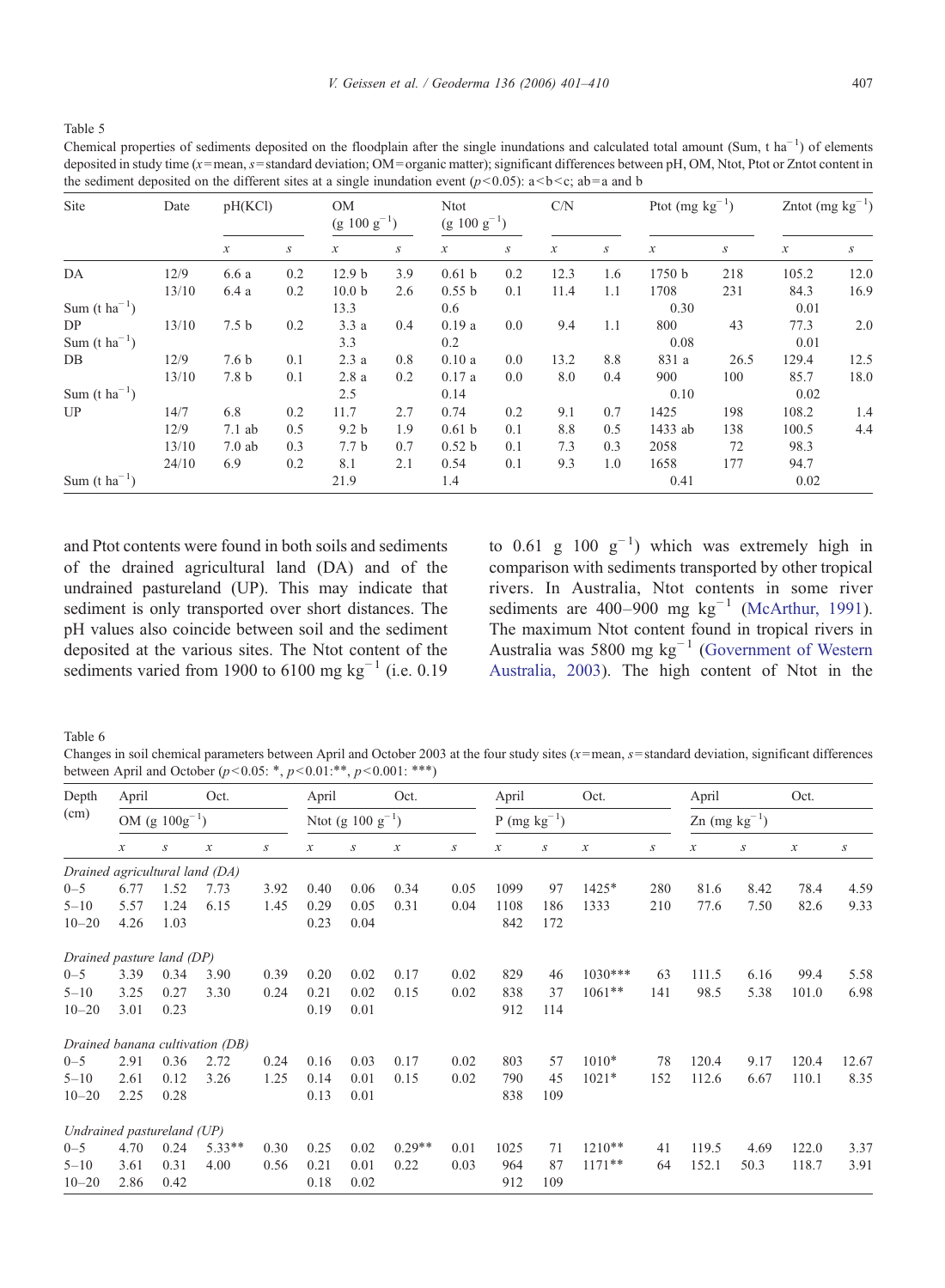Table 5

Chemical properties of sediments deposited on the floodplain after the single inundations and calculated total amount (Sum, t ha$^{-1}$) of elements deposited in study time ($x$ = mean, $s$ = standard deviation; OM = organic matter); significant differences between pH, OM, Ntot, Ptot or Zntot content in the sediment deposited on the different sites at a single inundation event ($p$ < 0.05): a < b < c; ab = a and b

| Site | Date | pH(KCl) | | OM (g 100 g$^{-1}$) | | Ntot (g 100 g$^{-1}$) | | C/N | | Ptot (mg kg$^{-1}$) | | Zntot (mg kg$^{-1}$) | |
|---|---|---|---|---|---|---|---|---|---|---|---|---|---|
| | | $x$ | $s$ | $x$ | $s$ | $x$ | $s$ | $x$ | $s$ | $x$ | $s$ | $x$ | $s$ |
| DA | 12/9 | 6.6 a | 0.2 | 12.9 b | 3.9 | 0.61 b | 0.2 | 12.3 | 1.6 | 1750 b | 218 | 105.2 | 12.0 |
| | 13/10 | 6.4 a | 0.2 | 10.0 b | 2.6 | 0.55 b | 0.1 | 11.4 | 1.1 | 1708 | 231 | 84.3 | 16.9 |
| Sum (t ha$^{-1}$) | | | | 13.3 | | 0.6 | | | | 0.30 | | 0.01 | |
| DP | 13/10 | 7.5 b | 0.2 | 3.3 a | 0.4 | 0.19 a | 0.0 | 9.4 | 1.1 | 800 | 43 | 77.3 | 2.0 |
| Sum (t ha$^{-1}$) | | | | 3.3 | | 0.2 | | | | 0.08 | | 0.01 | |
| DB | 12/9 | 7.6 b | 0.1 | 2.3 a | 0.8 | 0.10 a | 0.0 | 13.2 | 8.8 | 831 a | 26.5 | 129.4 | 12.5 |
| | 13/10 | 7.8 b | 0.1 | 2.8 a | 0.2 | 0.17 a | 0.0 | 8.0 | 0.4 | 900 | 100 | 85.7 | 18.0 |
| Sum (t ha$^{-1}$) | | | | 2.5 | | 0.14 | | | | 0.10 | | 0.02 | |
| UP | 14/7 | 6.8 | 0.2 | 11.7 | 2.7 | 0.74 | 0.2 | 9.1 | 0.7 | 1425 | 198 | 108.2 | 1.4 |
| | 12/9 | 7.1 ab | 0.5 | 9.2 b | 1.9 | 0.61 b | 0.1 | 8.8 | 0.5 | 1433 ab | 138 | 100.5 | 4.4 |
| | 13/10 | 7.0 ab | 0.3 | 7.7 b | 0.7 | 0.52 b | 0.1 | 7.3 | 0.3 | 2058 | 72 | 98.3 | |
| | 24/10 | 6.9 | 0.2 | 8.1 | 2.1 | 0.54 | 0.1 | 9.3 | 1.0 | 1658 | 177 | 94.7 | |
| Sum (t ha$^{-1}$) | | | | 21.9 | | 1.4 | | | | 0.41 | | 0.02 | |

and Ptot contents were found in both soils and sediments of the drained agricultural land (DA) and of the undrained pastureland (UP). This may indicate that sediment is only transported over short distances. The pH values also coincide between soil and the sediment deposited at the various sites. The Ntot content of the sediments varied from 1900 to 6100 mg kg$^{-1}$ (i.e. 0.19 to 0.61 g 100 g$^{-1}$) which was extremely high in comparison with sediments transported by other tropical rivers. In Australia, Ntot contents in some river sediments are 400–900 mg kg$^{-1}$ (McArthur, 1991). The maximum Ntot content found in tropical rivers in Australia was 5800 mg kg$^{-1}$ (Government of Western Australia, 2003). The high content of Ntot in the

Table 6

Changes in soil chemical parameters between April and October 2003 at the four study sites ($x$ = mean, $s$ = standard deviation, significant differences between April and October ($p$ < 0.05: *, $p$ < 0.01:**, $p$ < 0.001: ***)

| Depth (cm) | April | | Oct. | | April | | Oct. | | April | | Oct. | | April | | Oct. | |
|---|---|---|---|---|---|---|---|---|---|---|---|---|---|---|---|---|
| | OM (g 100g$^{-1}$) | | | | Ntot (g 100 g$^{-1}$) | | | | P (mg kg$^{-1}$) | | | | Zn (mg kg$^{-1}$) | | | |
| | $x$ | $s$ | $x$ | $s$ | $x$ | $s$ | $x$ | $s$ | $x$ | $s$ | $x$ | $s$ | $x$ | $s$ | $x$ | $s$ |
| *Drained agricultural land (DA)* | | | | | | | | | | | | | | | | |
| 0–5 | 6.77 | 1.52 | 7.73 | 3.92 | 0.40 | 0.06 | 0.34 | 0.05 | 1099 | 97 | 1425* | 280 | 81.6 | 8.42 | 78.4 | 4.59 |
| 5–10 | 5.57 | 1.24 | 6.15 | 1.45 | 0.29 | 0.05 | 0.31 | 0.04 | 1108 | 186 | 1333 | 210 | 77.6 | 7.50 | 82.6 | 9.33 |
| 10–20 | 4.26 | 1.03 | | | 0.23 | 0.04 | | | 842 | 172 | | | | | | |
| *Drained pasture land (DP)* | | | | | | | | | | | | | | | | |
| 0–5 | 3.39 | 0.34 | 3.90 | 0.39 | 0.20 | 0.02 | 0.17 | 0.02 | 829 | 46 | 1030*** | 63 | 111.5 | 6.16 | 99.4 | 5.58 |
| 5–10 | 3.25 | 0.27 | 3.30 | 0.24 | 0.21 | 0.02 | 0.15 | 0.02 | 838 | 37 | 1061** | 141 | 98.5 | 5.38 | 101.0 | 6.98 |
| 10–20 | 3.01 | 0.23 | | | 0.19 | 0.01 | | | 912 | 114 | | | | | | |
| *Drained banana cultivation (DB)* | | | | | | | | | | | | | | | | |
| 0–5 | 2.91 | 0.36 | 2.72 | 0.24 | 0.16 | 0.03 | 0.17 | 0.02 | 803 | 57 | 1010* | 78 | 120.4 | 9.17 | 120.4 | 12.67 |
| 5–10 | 2.61 | 0.12 | 3.26 | 1.25 | 0.14 | 0.01 | 0.15 | 0.02 | 790 | 45 | 1021* | 152 | 112.6 | 6.67 | 110.1 | 8.35 |
| 10–20 | 2.25 | 0.28 | | | 0.13 | 0.01 | | | 838 | 109 | | | | | | |
| *Undrained pastureland (UP)* | | | | | | | | | | | | | | | | |
| 0–5 | 4.70 | 0.24 | 5.33** | 0.30 | 0.25 | 0.02 | 0.29** | 0.01 | 1025 | 71 | 1210** | 41 | 119.5 | 4.69 | 122.0 | 3.37 |
| 5–10 | 3.61 | 0.31 | 4.00 | 0.56 | 0.21 | 0.01 | 0.22 | 0.03 | 964 | 87 | 1171** | 64 | 152.1 | 50.3 | 118.7 | 3.91 |
| 10–20 | 2.86 | 0.42 | | | 0.18 | 0.02 | | | 912 | 109 | | | | | | |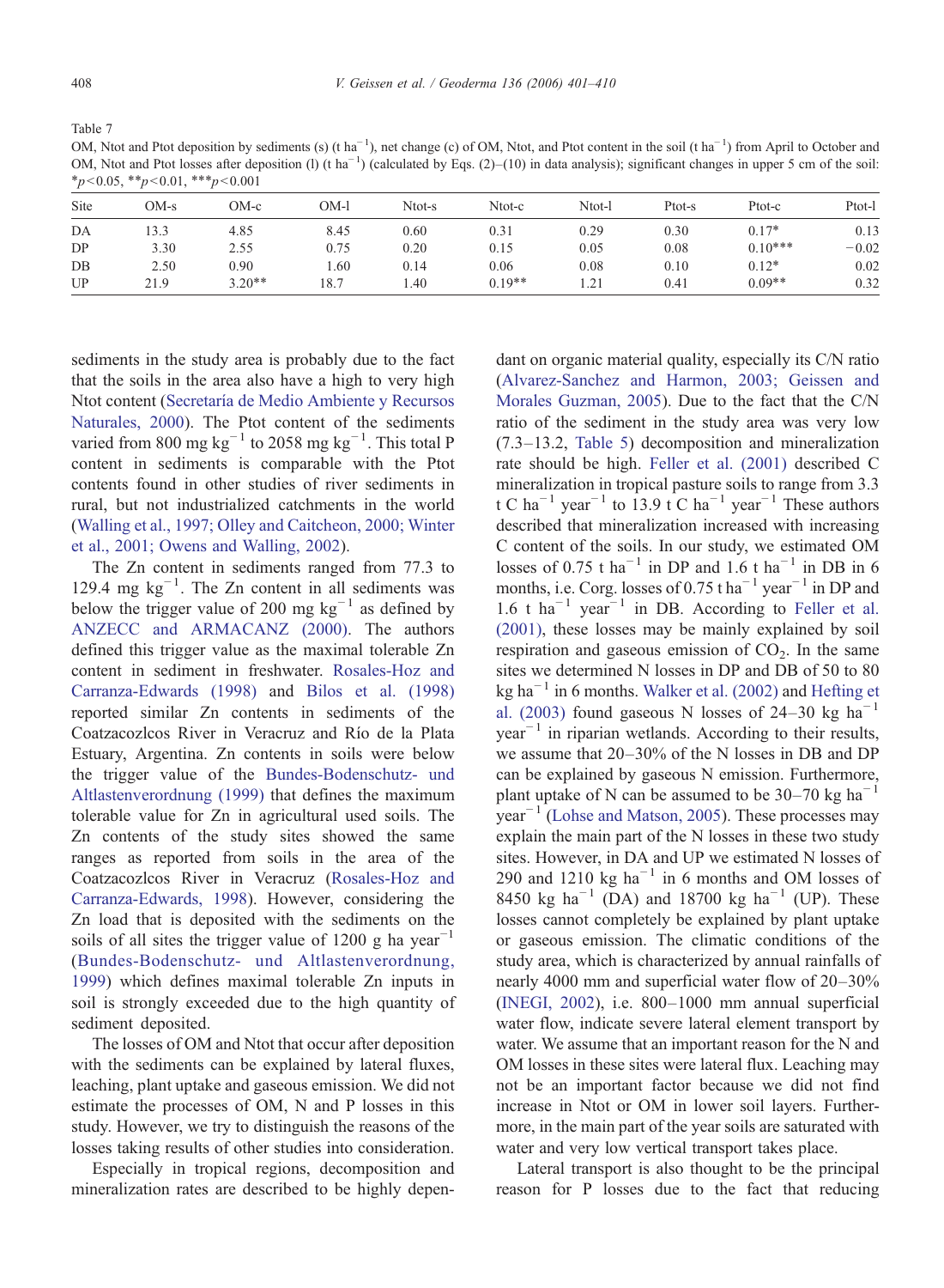Table 7

OM, Ntot and Ptot deposition by sediments (s) (t ha$^{-1}$), net change (c) of OM, Ntot, and Ptot content in the soil (t ha$^{-1}$) from April to October and OM, Ntot and Ptot losses after deposition (l) (t ha$^{-1}$) (calculated by Eqs. (2)–(10) in data analysis); significant changes in upper 5 cm of the soil: *$p$<0.05, **$p$<0.01, ***$p$<0.001

| Site | OM-s | OM-c | OM-l | Ntot-s | Ntot-c | Ntot-l | Ptot-s | Ptot-c | Ptot-l |
|---|---|---|---|---|---|---|---|---|---|
| DA | 13.3 | 4.85 | 8.45 | 0.60 | 0.31 | 0.29 | 0.30 | 0.17* | 0.13 |
| DP | 3.30 | 2.55 | 0.75 | 0.20 | 0.15 | 0.05 | 0.08 | 0.10*** | −0.02 |
| DB | 2.50 | 0.90 | 1.60 | 0.14 | 0.06 | 0.08 | 0.10 | 0.12* | 0.02 |
| UP | 21.9 | 3.20** | 18.7 | 1.40 | 0.19** | 1.21 | 0.41 | 0.09** | 0.32 |

sediments in the study area is probably due to the fact that the soils in the area also have a high to very high Ntot content (Secretaría de Medio Ambiente y Recursos Naturales, 2000). The Ptot content of the sediments varied from 800 mg kg$^{-1}$ to 2058 mg kg$^{-1}$. This total P content in sediments is comparable with the Ptot contents found in other studies of river sediments in rural, but not industrialized catchments in the world (Walling et al., 1997; Olley and Caitcheon, 2000; Winter et al., 2001; Owens and Walling, 2002).

The Zn content in sediments ranged from 77.3 to 129.4 mg kg$^{-1}$. The Zn content in all sediments was below the trigger value of 200 mg kg$^{-1}$ as defined by ANZECC and ARMACANZ (2000). The authors defined this trigger value as the maximal tolerable Zn content in sediment in freshwater. Rosales-Hoz and Carranza-Edwards (1998) and Bilos et al. (1998) reported similar Zn contents in sediments of the Coatzacozlcos River in Veracruz and Río de la Plata Estuary, Argentina. Zn contents in soils were below the trigger value of the Bundes-Bodenschutz- und Altlastenverordnung (1999) that defines the maximum tolerable value for Zn in agricultural used soils. The Zn contents of the study sites showed the same ranges as reported from soils in the area of the Coatzacozlcos River in Veracruz (Rosales-Hoz and Carranza-Edwards, 1998). However, considering the Zn load that is deposited with the sediments on the soils of all sites the trigger value of 1200 g ha year$^{-1}$ (Bundes-Bodenschutz- und Altlastenverordnung, 1999) which defines maximal tolerable Zn inputs in soil is strongly exceeded due to the high quantity of sediment deposited.

The losses of OM and Ntot that occur after deposition with the sediments can be explained by lateral fluxes, leaching, plant uptake and gaseous emission. We did not estimate the processes of OM, N and P losses in this study. However, we try to distinguish the reasons of the losses taking results of other studies into consideration.

Especially in tropical regions, decomposition and mineralization rates are described to be highly dependant on organic material quality, especially its C/N ratio (Alvarez-Sanchez and Harmon, 2003; Geissen and Morales Guzman, 2005). Due to the fact that the C/N ratio of the sediment in the study area was very low (7.3–13.2, Table 5) decomposition and mineralization rate should be high. Feller et al. (2001) described C mineralization in tropical pasture soils to range from 3.3 t C ha$^{-1}$ year$^{-1}$ to 13.9 t C ha$^{-1}$ year$^{-1}$ These authors described that mineralization increased with increasing C content of the soils. In our study, we estimated OM losses of 0.75 t ha$^{-1}$ in DP and 1.6 t ha$^{-1}$ in DB in 6 months, i.e. Corg. losses of 0.75 t ha$^{-1}$ year$^{-1}$ in DP and 1.6 t ha$^{-1}$ year$^{-1}$ in DB. According to Feller et al. (2001), these losses may be mainly explained by soil respiration and gaseous emission of $CO_2$. In the same sites we determined N losses in DP and DB of 50 to 80 kg ha$^{-1}$ in 6 months. Walker et al. (2002) and Hefting et al. (2003) found gaseous N losses of 24–30 kg ha$^{-1}$ year$^{-1}$ in riparian wetlands. According to their results, we assume that 20–30% of the N losses in DB and DP can be explained by gaseous N emission. Furthermore, plant uptake of N can be assumed to be 30–70 kg ha$^{-1}$ year$^{-1}$ (Lohse and Matson, 2005). These processes may explain the main part of the N losses in these two study sites. However, in DA and UP we estimated N losses of 290 and 1210 kg ha$^{-1}$ in 6 months and OM losses of 8450 kg ha$^{-1}$ (DA) and 18700 kg ha$^{-1}$ (UP). These losses cannot completely be explained by plant uptake or gaseous emission. The climatic conditions of the study area, which is characterized by annual rainfalls of nearly 4000 mm and superficial water flow of 20–30% (INEGI, 2002), i.e. 800–1000 mm annual superficial water flow, indicate severe lateral element transport by water. We assume that an important reason for the N and OM losses in these sites were lateral flux. Leaching may not be an important factor because we did not find increase in Ntot or OM in lower soil layers. Furthermore, in the main part of the year soils are saturated with water and very low vertical transport takes place.

Lateral transport is also thought to be the principal reason for P losses due to the fact that reducing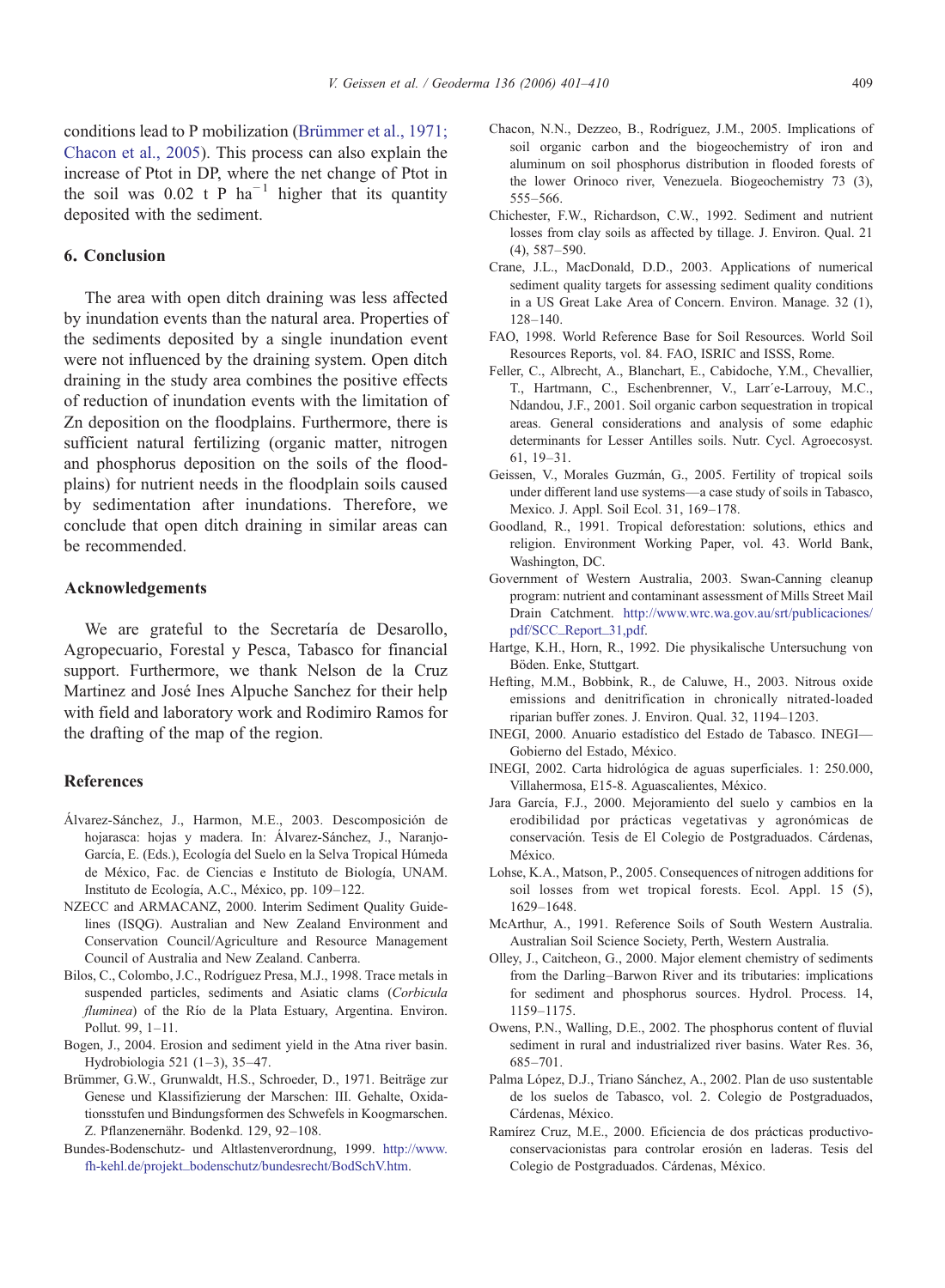conditions lead to P mobilization (Brümmer et al., 1971; Chacon et al., 2005). This process can also explain the increase of Ptot in DP, where the net change of Ptot in the soil was 0.02 t P $ha^{-1}$ higher that its quantity deposited with the sediment.

## 6. Conclusion

The area with open ditch draining was less affected by inundation events than the natural area. Properties of the sediments deposited by a single inundation event were not influenced by the draining system. Open ditch draining in the study area combines the positive effects of reduction of inundation events with the limitation of Zn deposition on the floodplains. Furthermore, there is sufficient natural fertilizing (organic matter, nitrogen and phosphorus deposition on the soils of the floodplains) for nutrient needs in the floodplain soils caused by sedimentation after inundations. Therefore, we conclude that open ditch draining in similar areas can be recommended.

## Acknowledgements

We are grateful to the Secretaría de Desarollo, Agropecuario, Forestal y Pesca, Tabasco for financial support. Furthermore, we thank Nelson de la Cruz Martinez and José Ines Alpuche Sanchez for their help with field and laboratory work and Rodimiro Ramos for the drafting of the map of the region.

## References

Álvarez-Sánchez, J., Harmon, M.E., 2003. Descomposición de hojarasca: hojas y madera. In: Álvarez-Sánchez, J., Naranjo-García, E. (Eds.), Ecología del Suelo en la Selva Tropical Húmeda de México, Fac. de Ciencias e Instituto de Biología, UNAM. Instituto de Ecología, A.C., México, pp. 109–122.

NZECC and ARMACANZ, 2000. Interim Sediment Quality Guidelines (ISQG). Australian and New Zealand Environment and Conservation Council/Agriculture and Resource Management Council of Australia and New Zealand. Canberra.

Bilos, C., Colombo, J.C., Rodríguez Presa, M.J., 1998. Trace metals in suspended particles, sediments and Asiatic clams (*Corbicula fluminea*) of the Río de la Plata Estuary, Argentina. Environ. Pollut. 99, 1–11.

Bogen, J., 2004. Erosion and sediment yield in the Atna river basin. Hydrobiologia 521 (1–3), 35–47.

Brümmer, G.W., Grunwaldt, H.S., Schroeder, D., 1971. Beiträge zur Genese und Klassifizierung der Marschen: III. Gehalte, Oxidationsstufen und Bindungsformen des Schwefels in Koogmarschen. Z. Pflanzenernähr. Bodenkd. 129, 92–108.

Bundes-Bodenschutz- und Altlastenverordnung, 1999. http://www.fh-kehl.de/projekt_bodenschutz/bundesrecht/BodSchV.htm.

Chacon, N.N., Dezzeo, B., Rodríguez, J.M., 2005. Implications of soil organic carbon and the biogeochemistry of iron and aluminum on soil phosphorus distribution in flooded forests of the lower Orinoco river, Venezuela. Biogeochemistry 73 (3), 555–566.

Chichester, F.W., Richardson, C.W., 1992. Sediment and nutrient losses from clay soils as affected by tillage. J. Environ. Qual. 21 (4), 587–590.

Crane, J.L., MacDonald, D.D., 2003. Applications of numerical sediment quality targets for assessing sediment quality conditions in a US Great Lake Area of Concern. Environ. Manage. 32 (1), 128–140.

FAO, 1998. World Reference Base for Soil Resources. World Soil Resources Reports, vol. 84. FAO, ISRIC and ISSS, Rome.

Feller, C., Albrecht, A., Blanchart, E., Cabidoche, Y.M., Chevallier, T., Hartmann, C., Eschenbrenner, V., Larr´e-Larrouy, M.C., Ndandou, J.F., 2001. Soil organic carbon sequestration in tropical areas. General considerations and analysis of some edaphic determinants for Lesser Antilles soils. Nutr. Cycl. Agroecosyst. 61, 19–31.

Geissen, V., Morales Guzmán, G., 2005. Fertility of tropical soils under different land use systems—a case study of soils in Tabasco, Mexico. J. Appl. Soil Ecol. 31, 169–178.

Goodland, R., 1991. Tropical deforestation: solutions, ethics and religion. Environment Working Paper, vol. 43. World Bank, Washington, DC.

Government of Western Australia, 2003. Swan-Canning cleanup program: nutrient and contaminant assessment of Mills Street Mail Drain Catchment. http://www.wrc.wa.gov.au/srt/publicaciones/pdf/SCC_Report_31,pdf.

Hartge, K.H., Horn, R., 1992. Die physikalische Untersuchung von Böden. Enke, Stuttgart.

Hefting, M.M., Bobbink, R., de Caluwe, H., 2003. Nitrous oxide emissions and denitrification in chronically nitrated-loaded riparian buffer zones. J. Environ. Qual. 32, 1194–1203.

INEGI, 2000. Anuario estadístico del Estado de Tabasco. INEGI—Gobierno del Estado, México.

INEGI, 2002. Carta hidrológica de aguas superficiales. 1: 250.000, Villahermosa, E15-8. Aguascalientes, México.

Jara García, F.J., 2000. Mejoramiento del suelo y cambios en la erodibilidad por prácticas vegetativas y agronómicas de conservación. Tesis de El Colegio de Postgraduados. Cárdenas, México.

Lohse, K.A., Matson, P., 2005. Consequences of nitrogen additions for soil losses from wet tropical forests. Ecol. Appl. 15 (5), 1629–1648.

McArthur, A., 1991. Reference Soils of South Western Australia. Australian Soil Science Society, Perth, Western Australia.

Olley, J., Caitcheon, G., 2000. Major element chemistry of sediments from the Darling–Barwon River and its tributaries: implications for sediment and phosphorus sources. Hydrol. Process. 14, 1159–1175.

Owens, P.N., Walling, D.E., 2002. The phosphorus content of fluvial sediment in rural and industrialized river basins. Water Res. 36, 685–701.

Palma López, D.J., Triano Sánchez, A., 2002. Plan de uso sustentable de los suelos de Tabasco, vol. 2. Colegio de Postgraduados, Cárdenas, México.

Ramírez Cruz, M.E., 2000. Eficiencia de dos prácticas productivo-conservacionistas para controlar erosión en laderas. Tesis del Colegio de Postgraduados. Cárdenas, México.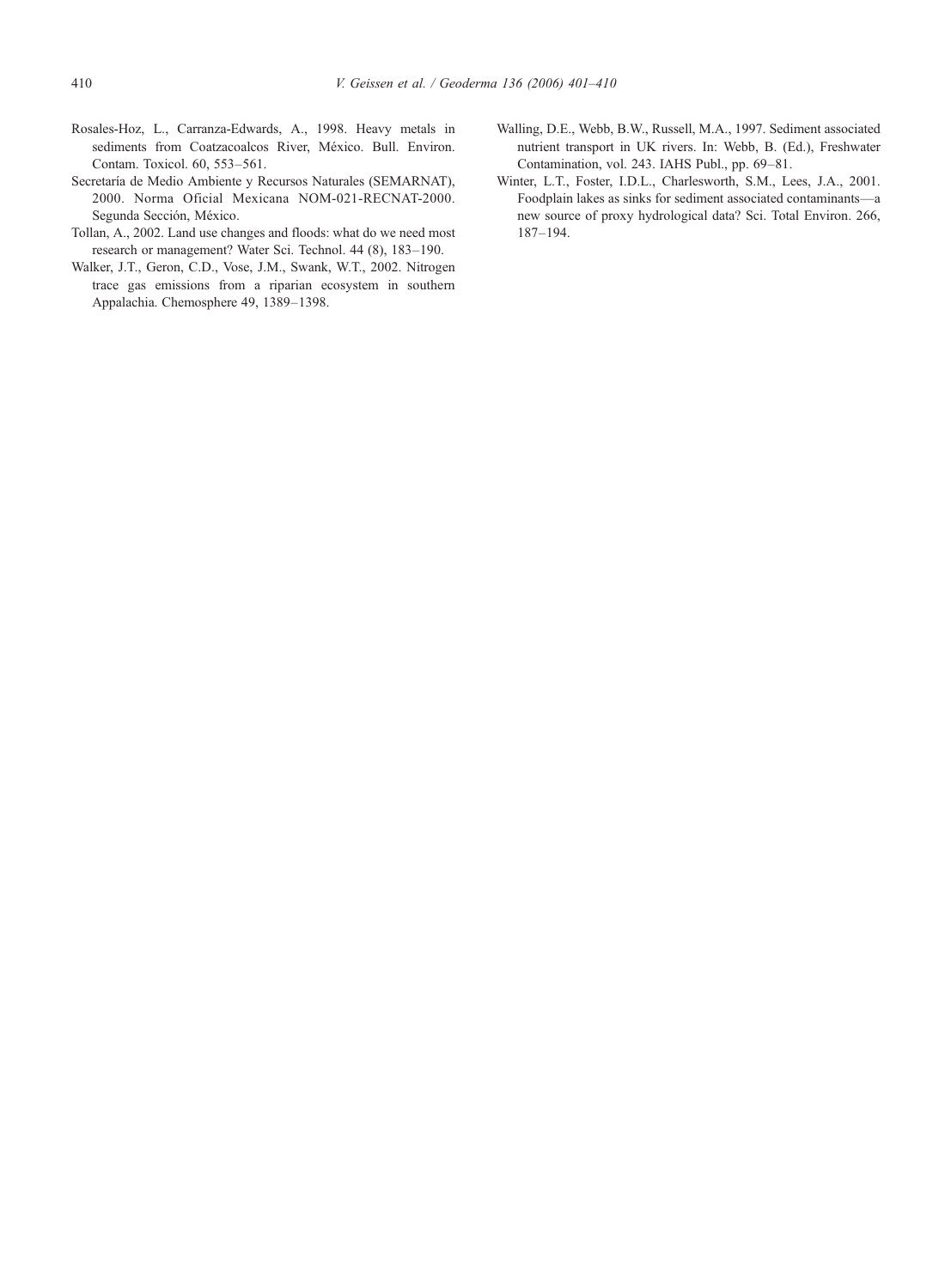Rosales-Hoz, L., Carranza-Edwards, A., 1998. Heavy metals in sediments from Coatzacoalcos River, México. Bull. Environ. Contam. Toxicol. 60, 553–561.

Secretaría de Medio Ambiente y Recursos Naturales (SEMARNAT), 2000. Norma Oficial Mexicana NOM-021-RECNAT-2000. Segunda Sección, México.

Tollan, A., 2002. Land use changes and floods: what do we need most research or management? Water Sci. Technol. 44 (8), 183–190.

Walker, J.T., Geron, C.D., Vose, J.M., Swank, W.T., 2002. Nitrogen trace gas emissions from a riparian ecosystem in southern Appalachia. Chemosphere 49, 1389–1398.

Walling, D.E., Webb, B.W., Russell, M.A., 1997. Sediment associated nutrient transport in UK rivers. In: Webb, B. (Ed.), Freshwater Contamination, vol. 243. IAHS Publ., pp. 69–81.

Winter, L.T., Foster, I.D.L., Charlesworth, S.M., Lees, J.A., 2001. Foodplain lakes as sinks for sediment associated contaminants—a new source of proxy hydrological data? Sci. Total Environ. 266, 187–194.